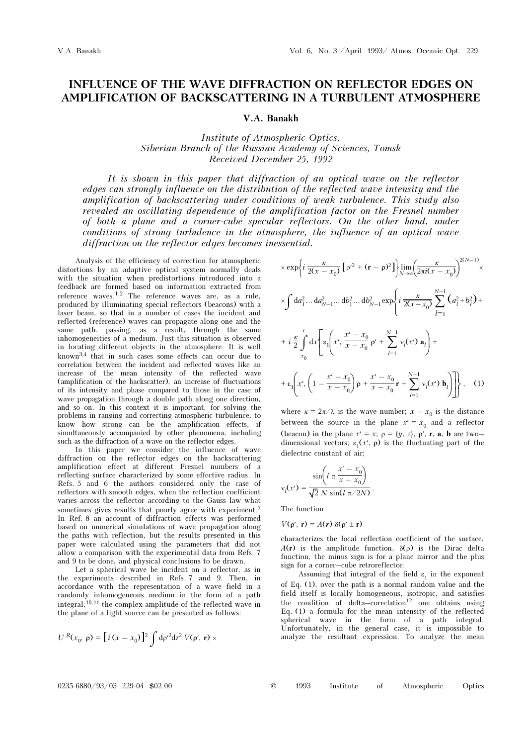# INFLUENCE OF THE WAVE DIFFRACTION ON REFLECTOR EDGES ON AMPLIFICATION OF BACKSCATTERING IN A TURBULENT ATMOSPHERE

**V.A. Banakh**

*Institute of Atmospheric Optics,*
*Siberian Branch of the Russian Academy of Sciences, Tomsk*
*Received December 25, 1992*

*It is shown in this paper that diffraction of an optical wave on the reflector edges can strongly influence on the distribution of the reflected wave intensity and the amplification of backscattering under conditions of weak turbulence. This study also revealed an oscillating dependence of the amplification factor on the Fresnel number of both a plane and a corner-cube specular reflectors. On the other hand, under conditions of strong turbulence in the atmosphere, the influence of an optical wave diffraction on the reflector edges becomes inessential.*

Analysis of the efficiency of correction for atmospheric distortions by an adaptive optical system normally deals with the situation when predistortions introduced into a feedback are formed based on information extracted from reference waves.[1,2] The reference waves are, as a rule, produced by illuminating special reflectors (beacons) with a laser beam, so that in a number of cases the incident and reflected (reference) waves can propagate along one and the same path, passing, as a result, through the same inhomogeneities of a medium. Just this situation is observed in locating different objects in the atmosphere. It is well known[3,4] that in such cases some effects can occur due to correlation between the incident and reflected waves like an increase of the mean intensity of the reflected wave (amplification of the backscatter), an increase of fluctuations of its intensity and phase compared to those in the case of wave propagation through a double path along one direction, and so on. In this context it is important, for solving the problems in ranging and correcting atmospheric turbulence, to know how strong can be the amplification effects, if simultaneously accompanied by other phenomena, including such as the diffraction of a wave on the reflector edges.

In this paper we consider the influence of wave diffraction on the reflector edges on the backscattering amplification effect at different Fresnel numbers of a reflecting surface characterized by some effective radius. In Refs. 5 and 6 the authors considered only the case of reflectors with smooth edges, when the reflection coefficient varies across the reflector according to the Gauss law what sometimes gives results that poorly agree with experiment.[7] In Ref. 8 an account of diffraction effects was performed based on numerical simulations of wave propagation along the paths with reflection, but the results presented in this paper were calculated using the parameters that did not allow a comparison with the experimental data from Refs. 7 and 9 to be done, and physical conclusions to be drawn.

Let a spherical wave be incident on a reflector, as in the experiments described in Refs. 7 and 9. Then, in accordance with the representation of a wave field in a randomly inhomogeneous medium in the form of a path integral,[10,11] the complex amplitude of the reflected wave in the plane of a light source can be presented as follows:

$$U^R(x_0,\rho) = \left[i(x-x_0)\right]^2 \int d\rho'^2 dr^2\, V(\rho',\mathbf{r}) \times$$
$$\times \exp\left\{i\frac{\kappa}{2(x-x_0)}\left[\rho'^2 + (\mathbf{r}-\rho)^2\right]\right\} \lim_{N\to\infty}\left(\frac{\kappa}{2\pi i(x-x_0)}\right)^{2(N-1)} \times$$
$$\times \int da_1^2 \ldots da_{N-1}^2 \ldots db_1^2 \ldots db_{N-1}^2 \exp\left\{i\frac{\kappa}{2(x-x_0)}\sum_{l=1}^{N-1}\left(a_l^2+b_l^2\right) + \right.$$
$$+ i\frac{\kappa}{2}\int_{x_0}^{x} dx'\left[\varepsilon_1\left(x', \frac{x'-x_0}{x-x_0}\rho' + \sum_{l=1}^{N-1}\nu_l(x')\,\mathbf{a}_l\right) + \right.$$
$$\left.\left. + \varepsilon_1\left(x', \left(1-\frac{x'-x_0}{x-x_0}\right)\rho + \frac{x'-x_0}{x-x_0}\mathbf{r} + \sum_{l=1}^{N-1}\nu_l(x')\,\mathbf{b}_l\right)\right]\right\}, \quad (1)$$

where $\kappa = 2\pi/\lambda$ is the wave number; $x - x_0$ is the distance between the source in the plane $x' = x_0$ and a reflector (beacon) in the plane $x' = x$; $\rho = \{y, z\}$, $\rho'$, $\mathbf{r}$, $\mathbf{a}$, $\mathbf{b}$ are two-dimensional vectors; $\varepsilon_1(x', \rho)$ is the fluctuating part of the dielectric constant of air;

$$\nu_l(x') = \frac{\sin\left(l\,\pi\,\dfrac{x'-x_0}{x-x_0}\right)}{\sqrt{2}\,N\,\sin(l\,\pi/2N)}.$$

The function

$$V(\rho', \mathbf{r}) = A(\mathbf{r})\,\delta(\rho' \pm \mathbf{r})$$

characterizes the local reflection coefficient of the surface, $A(\mathbf{r})$ is the amplitude function, $\delta(\rho)$ is the Dirac delta function, the minus sign is for a plane mirror and the plus sign for a corner-cube retroreflector.

Assuming that integral of the field $\varepsilon_1$ in the exponent of Eq. (1), over the path is a normal random value and the field itself is locally homogeneous, isotropic, and satisfies the condition of delta-correlation[12] one obtains using Eq. (1) a formula for the mean intensity of the reflected spherical wave in the form of a path integral. Unfortunately, in the general case, it is impossible to analyze the resultant expression. To analyze the mean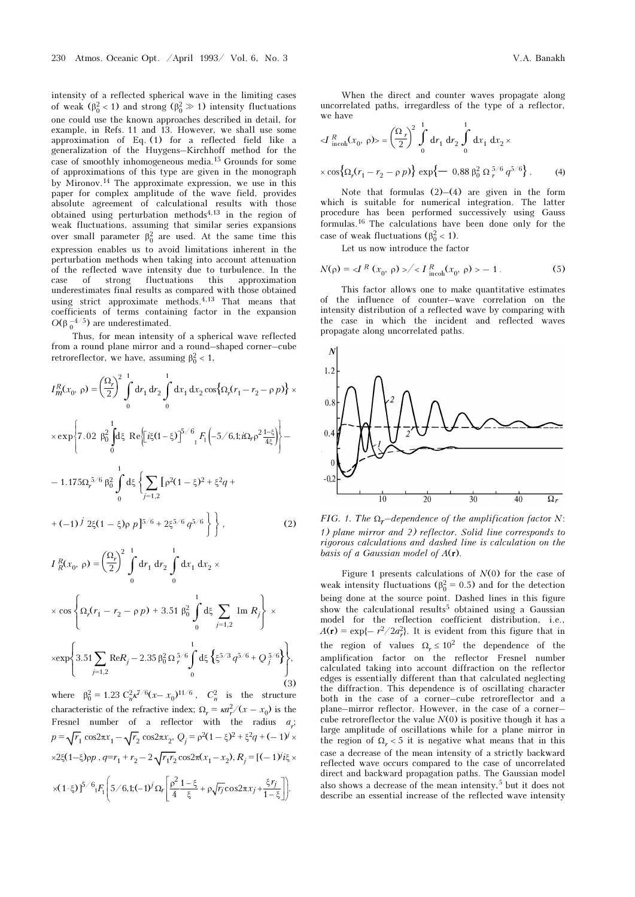intensity of a reflected spherical wave in the limiting cases of weak ($\beta_0^2 < 1$) and strong ($\beta_0^2 \gg 1$) intensity fluctuations one could use the known approaches described in detail, for example, in Refs. 11 and 13. However, we shall use some approximation of Eq. (1) for a reflected field like a generalization of the Huygens–Kirchhoff method for the case of smoothly inhomogeneous media.[15] Grounds for some of approximations of this type are given in the monograph by Mironov.[14] The approximate expression, we use in this paper for complex amplitude of the wave field, provides absolute agreement of calculational results with those obtained using perturbation methods[4,13] in the region of weak fluctuations, assuming that similar series expansions over small parameter $\beta_0^2$ are used. At the same time this expression enables us to avoid limitations inherent in the perturbation methods when taking into account attenuation of the reflected wave intensity due to turbulence. In the case of strong fluctuations this approximation underestimates final results as compared with those obtained using strict approximate methods.[4,13] That means that coefficients of terms containing factor in the expansion $O(\beta_0^{-4/5})$ are underestimated.

Thus, for mean intensity of a spherical wave reflected from a round plane mirror and a round–shaped corner–cube retroreflector, we have, assuming $\beta_0^2 < 1$,

$$I_m^R(x_0, \rho) = \left(\frac{\Omega_r}{2}\right)^2 \int\limits_0^1 \mathrm{d}r_1\, \mathrm{d}r_2 \int\limits_0^1 \mathrm{d}x_1\, \mathrm{d}x_2 \cos\{\Omega_r(r_1 - r_2 - \rho\, p)\} \times$$

$$\times \exp\left\{7.02\ \beta_0^2 \int\limits_0^1 \mathrm{d}\xi\ \mathrm{Re}\left\{\left[i\xi(1-\xi)\right]^{5/6}{}_1F_1\left(-5/6, 1; i\Omega_r \rho^2 \frac{1-\xi}{4\xi}\right)\right\} - \right.$$

$$- 1.175\Omega_r^{5/6}\beta_0^2 \int\limits_0^1 \mathrm{d}\xi \left\{\sum_{j=1,2}\left[\rho^2(1-\xi)^2 + \xi^2 q + \right.\right.$$

$$\left.\left.\left. + (-1)^j\, 2\xi(1-\xi)\rho\, p\right]^{5/6} + 2\xi^{5/6} q^{5/6}\right\}\right\}, \tag{2}$$

$$I_R^R(x_0, \rho) = \left(\frac{\Omega_r}{2}\right)^2 \int\limits_0^1 \mathrm{d}r_1\, \mathrm{d}r_2 \int\limits_0^1 \mathrm{d}x_1\, \mathrm{d}x_2 \times$$

$$\times \cos\left\{\Omega_r(r_1 - r_2 - \rho\, p) + 3.51\ \beta_0^2 \int\limits_0^1 \mathrm{d}\xi \sum_{j=1,2} \mathrm{Im}\, R_j\right\} \times$$

$$\times \exp\left\{3.51 \sum_{j=1,2} \mathrm{Re} R_j - 2.35\, \beta_0^2\, \Omega_r^{5/6} \int\limits_0^1 \mathrm{d}\xi \left\{\xi^{5/3} q^{5/6} + Q_j^{5/6}\right\}\right\}, \tag{3}$$

where $\beta_0^2 = 1.23\, C_n^2 \kappa^{7/6}(x - x_0)^{11/6}$, $C_n^2$ is the structure characteristic of the refractive index; $\Omega_r = \kappa a_r^2/(x - x_0)$ is the Fresnel number of a reflector with the radius $a_r$; $p = \sqrt{r_1}\cos 2\pi x_1 - \sqrt{r_2}\cos 2\pi x_2$, $Q_j = \rho^2(1-\xi)^2 + \xi^2 q + (-1)^j \times 2\xi(1-\xi)\rho p$, $q = r_1 + r_2 - 2\sqrt{r_1 r_2}\cos 2\pi(x_1 - x_2)$, $R_j = [(-1)^j i\xi \times (1-\xi)]^{5/6}{}_1F_1\left(5/6, 1; (-1)^j \Omega_r\left[\frac{\rho^2}{4}\frac{1-\xi}{\xi} + \rho\sqrt{r_j}\cos 2\pi x_j + \frac{\xi r_j}{1-\xi}\right]\right)$.

When the direct and counter waves propagate along uncorrelated paths, irregardless of the type of a reflector, we have

$$\langle I_{\mathrm{incoh}}^R(x_0, \rho)\rangle = \left(\frac{\Omega_r}{2}\right)^2 \int\limits_0^1 \mathrm{d}r_1\, \mathrm{d}r_2 \int\limits_0^1 \mathrm{d}x_1\, \mathrm{d}x_2 \times$$

$$\times \cos\{\Omega_r(r_1 - r_2 - \rho\, p)\} \exp\{-\ 0{,}88\ \beta_0^2\, \Omega_r^{5/6} q^{5/6}\}. \tag{4}$$

Note that formulas (2)–(4) are given in the form which is suitable for numerical integration. The latter procedure has been performed successively using Gauss formulas.[16] The calculations have been done only for the case of weak fluctuations ($\beta_0^2 < 1$).

Let us now introduce the factor

$$N(\rho) = \langle I^R(x_0, \rho)\rangle / \langle I_{\mathrm{incoh}}^R(x_0, \rho)\rangle - 1\,. \tag{5}$$

This factor allows one to make quantitative estimates of the influence of counter–wave correlation on the intensity distribution of a reflected wave by comparing with the case in which the incident and reflected waves propagate along uncorrelated paths.

*FIG. 1. The $\Omega_r$–dependence of the amplification factor N: 1) plane mirror and 2) reflector. Solid line corresponds to rigorous calculations and dashed line is calculation on the basis of a Gaussian model of $A(\mathbf{r})$.*

Figure 1 presents calculations of $N(0)$ for the case of weak intensity fluctuations ($\beta_0^2 = 0.5$) and for the detection being done at the source point. Dashed lines in this figure show the calculational results[5] obtained using a Gaussian model for the reflection coefficient distribution, i.e., $A(\mathbf{r}) = \exp\{-r^2/2a_r^2\}$. It is evident from this figure that in the region of values $\Omega_r \le 10^2$ the dependence of the amplification factor on the reflector Fresnel number calculated taking into account diffraction on the reflector edges is essentially different than that calculated neglecting the diffraction. This dependence is of oscillating character both in the case of a corner–cube retroreflector and a plane–mirror reflector. However, in the case of a corner–cube retroreflector the value $N(0)$ is positive though it has a large amplitude of oscillations while for a plane mirror in the region of $\Omega_r < 5$ it is negative what means that in this case a decrease of the mean intensity of a strictly backward reflected wave occurs compared to the case of uncorrelated direct and backward propagation paths. The Gaussian model also shows a decrease of the mean intensity,[5] but it does not describe an essential increase of the reflected wave intensity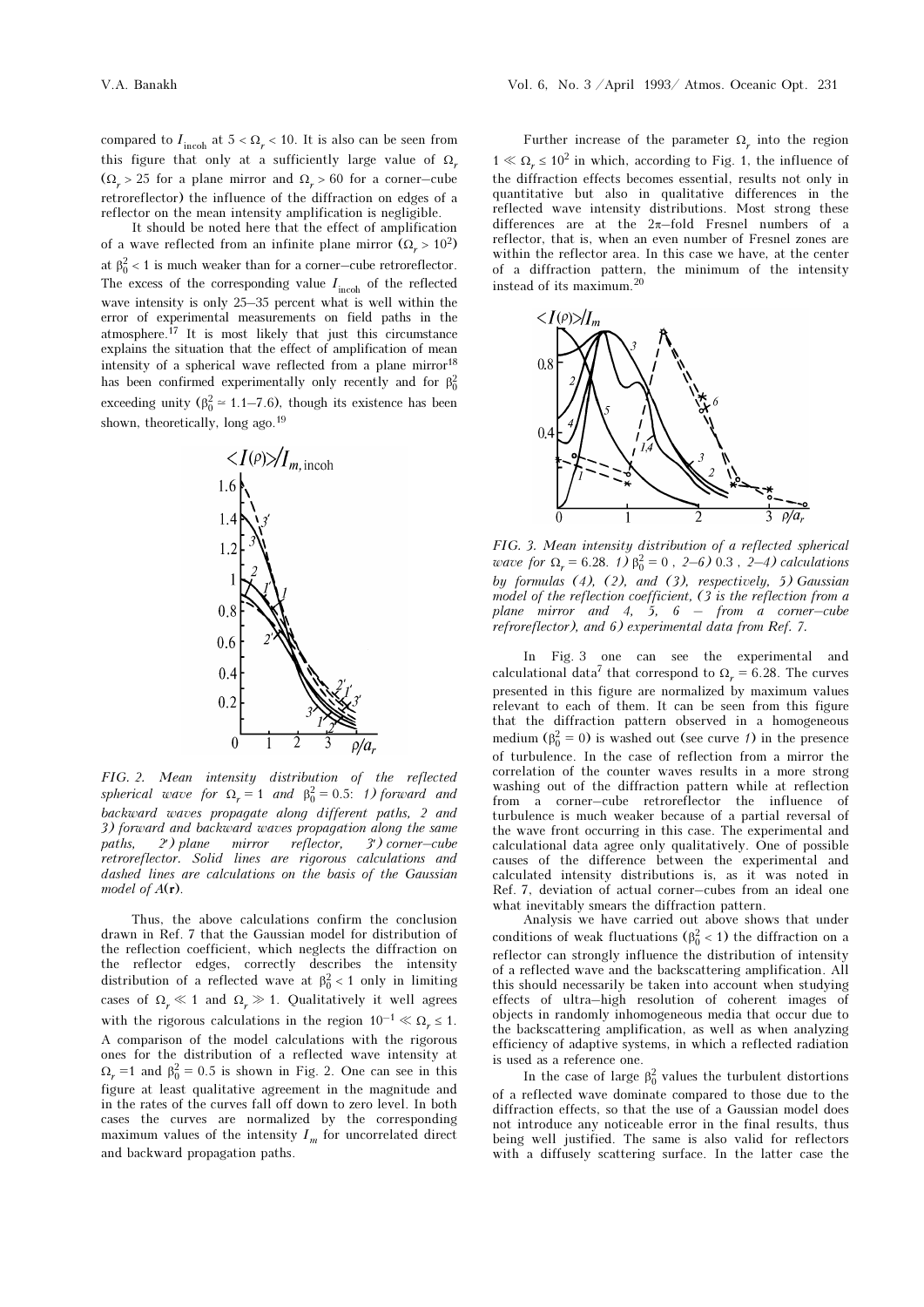compared to $I_{\text{incoh}}$ at $5 < \Omega_r < 10$. It is also can be seen from this figure that only at a sufficiently large value of $\Omega_r$ ($\Omega_r > 25$ for a plane mirror and $\Omega_r > 60$ for a corner–cube retroreflector) the influence of the diffraction on edges of a reflector on the mean intensity amplification is negligible.

It should be noted here that the effect of amplification of a wave reflected from an infinite plane mirror ($\Omega_r > 10^2$) at $\beta_0^2 < 1$ is much weaker than for a corner–cube retroreflector. The excess of the corresponding value $I_{\text{incoh}}$ of the reflected wave intensity is only 25–35 percent what is well within the error of experimental measurements on field paths in the atmosphere.[17] It is most likely that just this circumstance explains the situation that the effect of amplification of mean intensity of a spherical wave reflected from a plane mirror[18] has been confirmed experimentally only recently and for $\beta_0^2$ exceeding unity ($\beta_0^2 \simeq 1.1$–$7.6$), though its existence has been shown, theoretically, long ago.[19]

FIG. 2. *Mean intensity distribution of the reflected spherical wave for $\Omega_r = 1$ and $\beta_0^2 = 0.5$: 1) forward and backward waves propagate along different paths, 2 and 3) forward and backward waves propagation along the same paths, 2') plane mirror reflector, 3') corner–cube retroreflector. Solid lines are rigorous calculations and dashed lines are calculations on the basis of the Gaussian model of $A(\mathbf{r})$.*

Thus, the above calculations confirm the conclusion drawn in Ref. 7 that the Gaussian model for distribution of the reflection coefficient, which neglects the diffraction on the reflector edges, correctly describes the intensity distribution of a reflected wave at $\beta_0^2 < 1$ only in limiting cases of $\Omega_r \ll 1$ and $\Omega_r \gg 1$. Qualitatively it well agrees with the rigorous calculations in the region $10^{-1} \ll \Omega_r \leq 1$. A comparison of the model calculations with the rigorous ones for the distribution of a reflected wave intensity at $\Omega_r = 1$ and $\beta_0^2 = 0.5$ is shown in Fig. 2. One can see in this figure at least qualitative agreement in the magnitude and in the rates of the curves fall off down to zero level. In both cases the curves are normalized by the corresponding maximum values of the intensity $I_m$ for uncorrelated direct and backward propagation paths.

Further increase of the parameter $\Omega_r$ into the region $1 \ll \Omega_r \leq 10^2$ in which, according to Fig. 1, the influence of the diffraction effects becomes essential, results not only in quantitative but also in qualitative differences in the reflected wave intensity distributions. Most strong these differences are at the $2\pi$–fold Fresnel numbers of a reflector, that is, when an even number of Fresnel zones are within the reflector area. In this case we have, at the center of a diffraction pattern, the minimum of the intensity instead of its maximum.[20]

FIG. 3. *Mean intensity distribution of a reflected spherical wave for $\Omega_r = 6.28$. 1) $\beta_0^2 = 0$, 2–6) 0.3, 2–4) calculations by formulas (4), (2), and (3), respectively, 5) Gaussian model of the reflection coefficient, (3 is the reflection from a plane mirror and 4, 5, 6 – from a corner–cube refroreflector), and 6) experimental data from Ref. 7.*

In Fig. 3 one can see the experimental and calculational data[7] that correspond to $\Omega_r = 6.28$. The curves presented in this figure are normalized by maximum values relevant to each of them. It can be seen from this figure that the diffraction pattern observed in a homogeneous medium ($\beta_0^2 = 0$) is washed out (see curve *1*) in the presence of turbulence. In the case of reflection from a mirror the correlation of the counter waves results in a more strong washing out of the diffraction pattern while at reflection from a corner–cube retroreflector the influence of turbulence is much weaker because of a partial reversal of the wave front occurring in this case. The experimental and calculational data agree only qualitatively. One of possible causes of the difference between the experimental and calculated intensity distributions is, as it was noted in Ref. 7, deviation of actual corner–cubes from an ideal one what inevitably smears the diffraction pattern.

Analysis we have carried out above shows that under conditions of weak fluctuations ($\beta_0^2 < 1$) the diffraction on a reflector can strongly influence the distribution of intensity of a reflected wave and the backscattering amplification. All this should necessarily be taken into account when studying effects of ultra–high resolution of coherent images of objects in randomly inhomogeneous media that occur due to the backscattering amplification, as well as when analyzing efficiency of adaptive systems, in which a reflected radiation is used as a reference one.

In the case of large $\beta_0^2$ values the turbulent distortions of a reflected wave dominate compared to those due to the diffraction effects, so that the use of a Gaussian model does not introduce any noticeable error in the final results, thus being well justified. The same is also valid for reflectors with a diffusely scattering surface. In the latter case the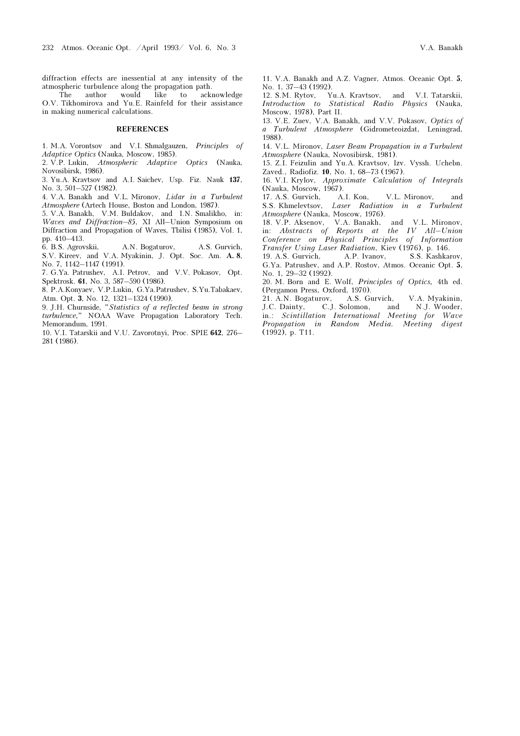diffraction effects are inessential at any intensity of the atmospheric turbulence along the propagation path.

The author would like to acknowledge O.V. Tikhomirova and Yu.E. Rainfeld for their assistance in making numerical calculations.

## REFERENCES

1. M.A. Vorontsov and V.I. Shmalgauzen, *Principles of Adaptive Optics* (Nauka, Moscow, 1985).
2. V.P. Lukin, *Atmospheric Adaptive Optics* (Nauka, Novosibirsk, 1986).
3. Yu.A. Kravtsov and A.I. Saichev, Usp. Fiz. Nauk **137**, No. 3, 501–527 (1982).
4. V.A. Banakh and V.L. Mironov, *Lidar in a Turbulent Atmosphere* (Artech House, Boston and London, 1987).
5. V.A. Banakh, V.M. Buldakov, and I.N. Smalikho, in: *Waves and Diffraction–85*, XI All–Union Symposium on Diffraction and Propagation of Waves, Tbilisi (1985), Vol. 1, pp. 410–413.
6. B.S. Agrovskii, A.N. Bogaturov, A.S. Gurvich, S.V. Kireev, and V.A. Myakinin, J. Opt. Soc. Am. **A. 8**, No. 7, 1142–1147 (1991).
7. G.Ya. Patrushev, A.I. Petrov, and V.V. Pokasov, Opt. Spektrosk. **61**, No. 3, 587–590 (1986).
8. P.A.Konyaev, V.P.Lukin, G.Ya.Patrushev, S.Yu.Tabakaev, Atm. Opt. **3**, No. 12, 1321–1324 (1990).
9. J.H. Churnside, *"Statistics of a reflected beam in strong turbulence,"* NOAA Wave Propagation Laboratory Tech. Memorandum, 1991.
10. V.I. Tatarskii and V.U. Zavorotnyi, Proc. SPIE **642**, 276–281 (1986).
11. V.A. Banakh and A.Z. Vagner, Atmos. Oceanic Opt. **5**, No. 1, 37–43 (1992).
12. S.M. Rytov, Yu.A. Kravtsov, and V.I. Tatarskii, *Introduction to Statistical Radio Physics* (Nauka, Moscow, 1978), Part II.
13. V.E. Zuev, V.A. Banakh, and V.V. Pokasov, *Optics of a Turbulent Atmosphere* (Gidrometeoizdat, Leningrad, 1988).
14. V.L. Mironov, *Laser Beam Propagation in a Turbulent Atmosphere* (Nauka, Novosibirsk, 1981).
15. Z.I. Feizulin and Yu.A. Kravtsov, Izv. Vyssh. Uchebn. Zaved., Radiofiz. **10**, No. 1, 68–73 (1967).
16. V.I. Krylov, *Approximate Calculation of Integrals* (Nauka, Moscow, 1967).
17. A.S. Gurvich, A.I. Kon, V.L. Mironov, and S.S. Khmelevtsov, *Laser Radiation in a Turbulent Atmosphere* (Nauka, Moscow, 1976).
18. V.P. Aksenov, V.A. Banakh, and V.L. Mironov, in: *Abstracts of Reports at the IV All–Union Conference on Physical Principles of Information Transfer Using Laser Radiation*, Kiev (1976), p. 146.
19. A.S. Gurvich, A.P. Ivanov, S.S. Kashkarov, G.Ya. Patrushev, and A.P. Rostov, Atmos. Oceanic Opt. **5**, No. 1, 29–32 (1992).
20. M. Born and E. Wolf, *Principles of Optics,* 4th ed. (Pergamon Press, Oxford, 1970).
21. A.N. Bogaturov, A.S. Gurvich, V.A. Myakinin, J.C. Dainty, C.J. Solomon, and N.J. Wooder, in.: *Scintillation International Meeting for Wave Propagation in Random Media. Meeting digest* (1992), p. T11.